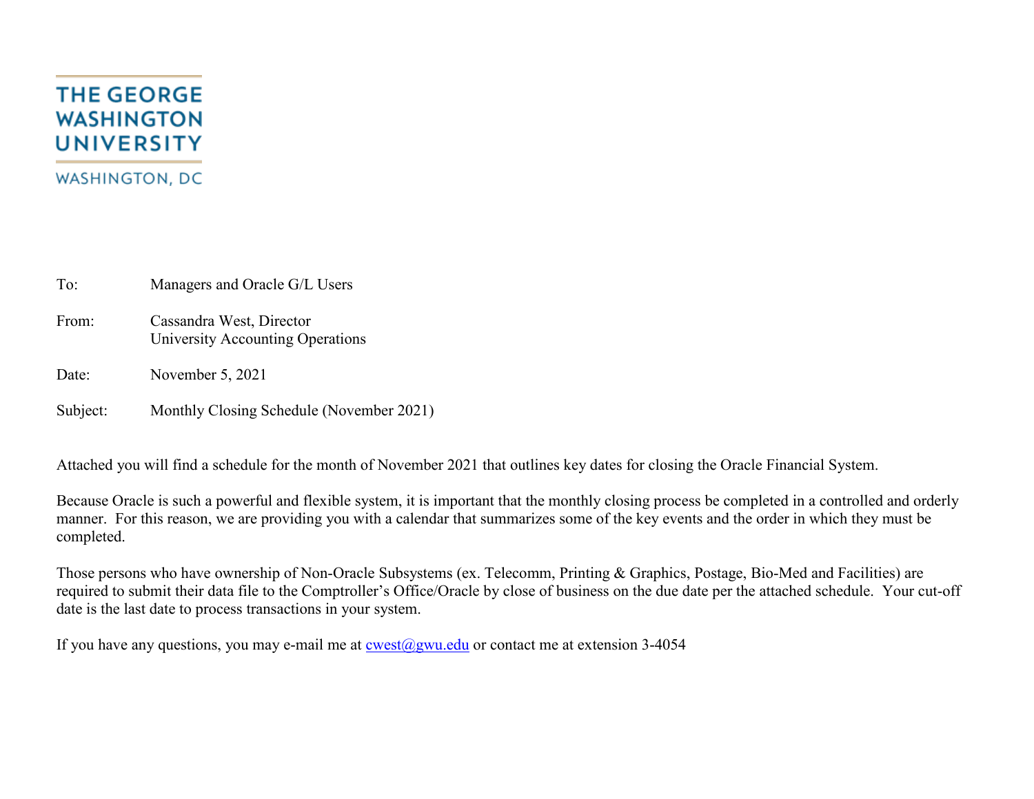THE GEORGE WASHINGTON UNIVERSITY

WASHINGTON, DC

To: Managers and Oracle G/L Users

From: Cassandra West, Director
University Accounting Operations

Date: November 5, 2021

Subject: Monthly Closing Schedule (November 2021)

Attached you will find a schedule for the month of November 2021 that outlines key dates for closing the Oracle Financial System.

Because Oracle is such a powerful and flexible system, it is important that the monthly closing process be completed in a controlled and orderly manner. For this reason, we are providing you with a calendar that summarizes some of the key events and the order in which they must be completed.

Those persons who have ownership of Non-Oracle Subsystems (ex. Telecomm, Printing & Graphics, Postage, Bio-Med and Facilities) are required to submit their data file to the Comptroller's Office/Oracle by close of business on the due date per the attached schedule. Your cut-off date is the last date to process transactions in your system.

If you have any questions, you may e-mail me at cwest@gwu.edu or contact me at extension 3-4054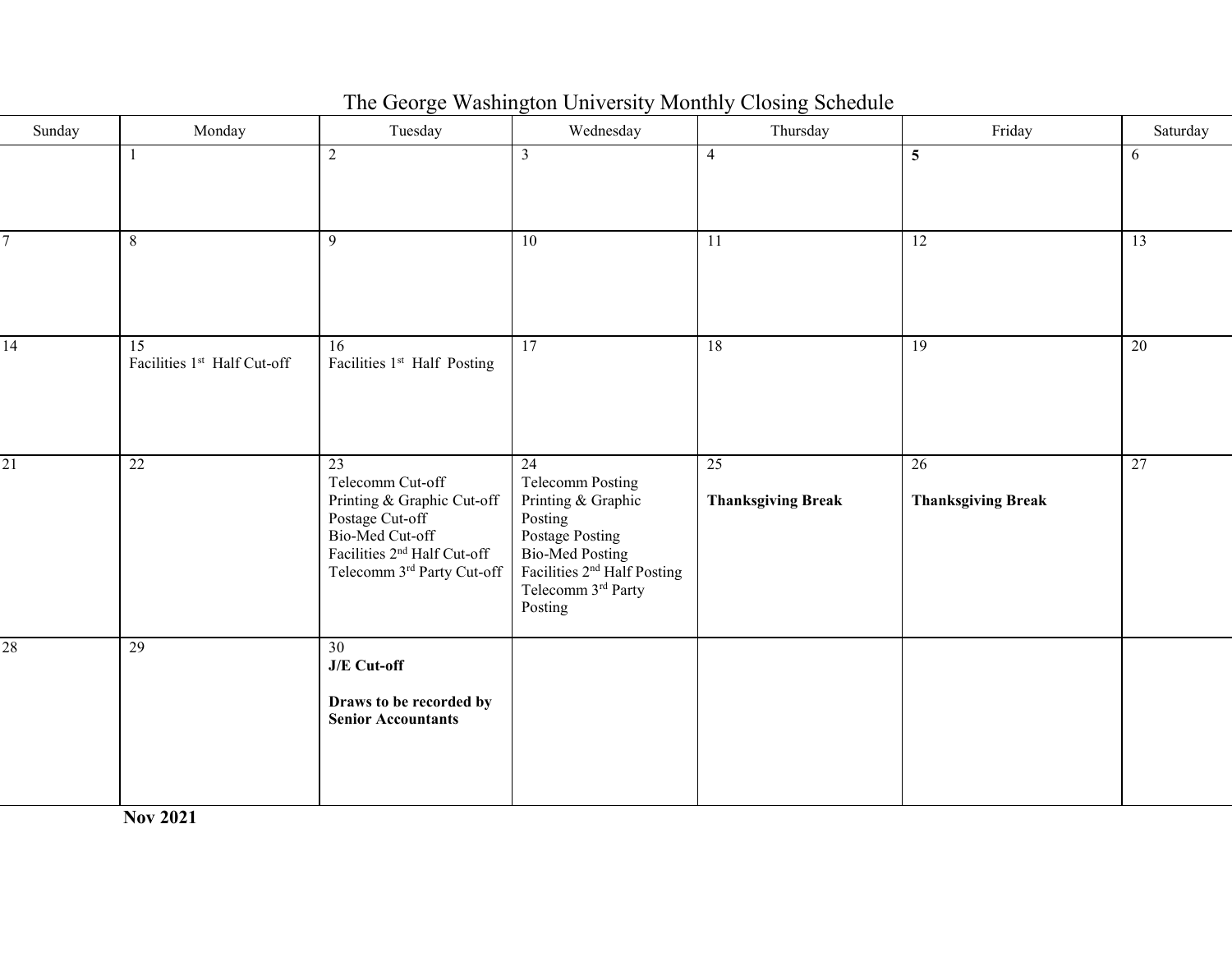# The George Washington University Monthly Closing Schedule

| Sunday | Monday | Tuesday | Wednesday | Thursday | Friday | Saturday |
| --- | --- | --- | --- | --- | --- | --- |
| | 1 | 2 | 3 | 4 | **5** | 6 |
| 7 | 8 | 9 | 10 | 11 | 12 | 13 |
| 14 | 15<br>Facilities 1st Half Cut-off | 16<br>Facilities 1st Half Posting | 17 | 18 | 19 | 20 |
| 21 | 22 | 23<br>Telecomm Cut-off<br>Printing & Graphic Cut-off<br>Postage Cut-off<br>Bio-Med Cut-off<br>Facilities 2nd Half Cut-off<br>Telecomm 3rd Party Cut-off | 24<br>Telecomm Posting<br>Printing & Graphic Posting<br>Postage Posting<br>Bio-Med Posting<br>Facilities 2nd Half Posting<br>Telecomm 3rd Party Posting | 25<br>**Thanksgiving Break** | 26<br>**Thanksgiving Break** | 27 |
| 28 | 29 | 30<br>**J/E Cut-off**<br>**Draws to be recorded by Senior Accountants** | | | | |

**Nov 2021**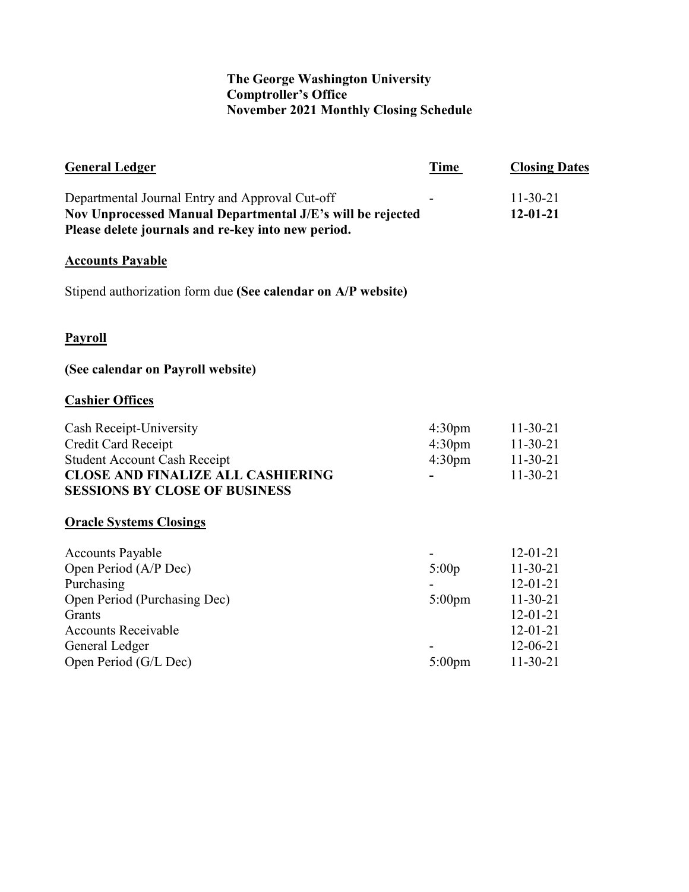**The George Washington University**
**Comptroller's Office**
**November 2021 Monthly Closing Schedule**

| **General Ledger** | **Time** | **Closing Dates** |
|---|---|---|
| Departmental Journal Entry and Approval Cut-off | - | 11-30-21 |
| **Nov Unprocessed Manual Departmental J/E's will be rejected** | | **12-01-21** |
| **Please delete journals and re-key into new period.** | | |

## Accounts Payable

Stipend authorization form due **(See calendar on A/P website)**

## Payroll

**(See calendar on Payroll website)**

## Cashier Offices

| | Time | Closing Dates |
|---|---|---|
| Cash Receipt-University | 4:30pm | 11-30-21 |
| Credit Card Receipt | 4:30pm | 11-30-21 |
| Student Account Cash Receipt | 4:30pm | 11-30-21 |
| **CLOSE AND FINALIZE ALL CASHIERING SESSIONS BY CLOSE OF BUSINESS** | **-** | 11-30-21 |

## Oracle Systems Closings

| | Time | Closing Dates |
|---|---|---|
| Accounts Payable | - | 12-01-21 |
| Open Period (A/P Dec) | 5:00p | 11-30-21 |
| Purchasing | - | 12-01-21 |
| Open Period (Purchasing Dec) | 5:00pm | 11-30-21 |
| Grants | | 12-01-21 |
| Accounts Receivable | | 12-01-21 |
| General Ledger | - | 12-06-21 |
| Open Period (G/L Dec) | 5:00pm | 11-30-21 |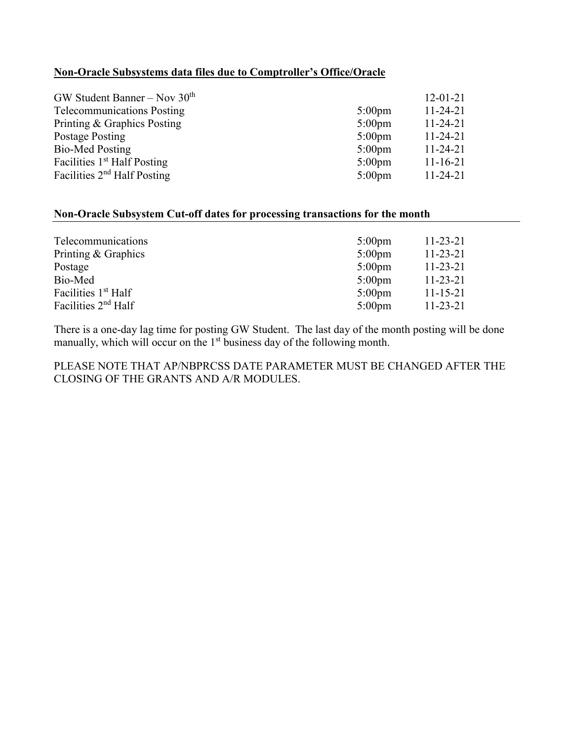**Non-Oracle Subsystems data files due to Comptroller's Office/Oracle**

| | | |
|---|---|---|
| GW Student Banner – Nov 30th | | 12-01-21 |
| Telecommunications Posting | 5:00pm | 11-24-21 |
| Printing & Graphics Posting | 5:00pm | 11-24-21 |
| Postage Posting | 5:00pm | 11-24-21 |
| Bio-Med Posting | 5:00pm | 11-24-21 |
| Facilities 1st Half Posting | 5:00pm | 11-16-21 |
| Facilities 2nd Half Posting | 5:00pm | 11-24-21 |

**Non-Oracle Subsystem Cut-off dates for processing transactions for the month**

| | | |
|---|---|---|
| Telecommunications | 5:00pm | 11-23-21 |
| Printing & Graphics | 5:00pm | 11-23-21 |
| Postage | 5:00pm | 11-23-21 |
| Bio-Med | 5:00pm | 11-23-21 |
| Facilities 1st Half | 5:00pm | 11-15-21 |
| Facilities 2nd Half | 5:00pm | 11-23-21 |

There is a one-day lag time for posting GW Student. The last day of the month posting will be done manually, which will occur on the 1st business day of the following month.

PLEASE NOTE THAT AP/NBPRCSS DATE PARAMETER MUST BE CHANGED AFTER THE CLOSING OF THE GRANTS AND A/R MODULES.